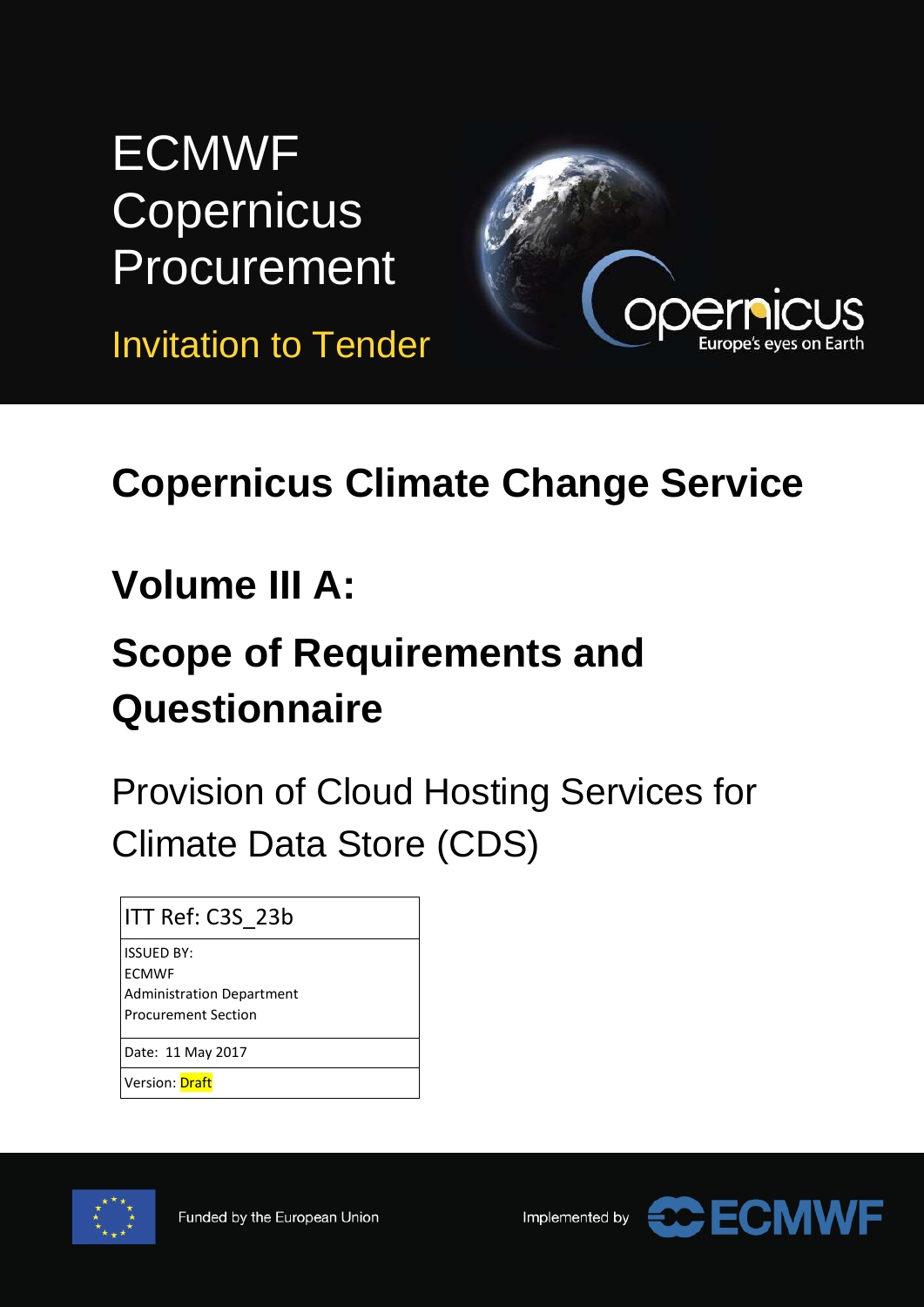# ECMWF Copernicus Procurement

Invitation to Tender

## Copernicus Climate Change Service

## Volume III A:

## Scope of Requirements and Questionnaire

Provision of Cloud Hosting Services for Climate Data Store (CDS)

| ITT Ref: C3S_23b |
|---|
| ISSUED BY: ECMWF Administration Department Procurement Section |
| Date: 11 May 2017 |
| Version: Draft |

Funded by the European Union

Implemented by ECMWF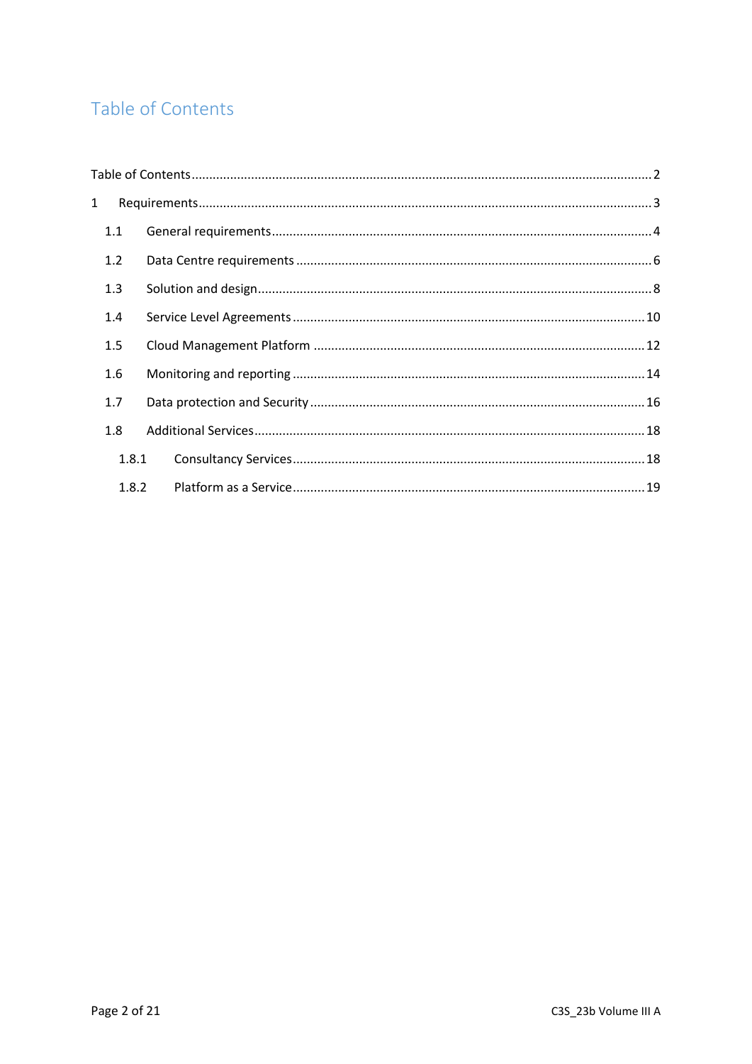# Table of Contents

Table of Contents ........ 2

1 Requirements ........ 3

- 1.1 General requirements ........ 4
- 1.2 Data Centre requirements ........ 6
- 1.3 Solution and design ........ 8
- 1.4 Service Level Agreements ........ 10
- 1.5 Cloud Management Platform ........ 12
- 1.6 Monitoring and reporting ........ 14
- 1.7 Data protection and Security ........ 16
- 1.8 Additional Services ........ 18
  - 1.8.1 Consultancy Services ........ 18
  - 1.8.2 Platform as a Service ........ 19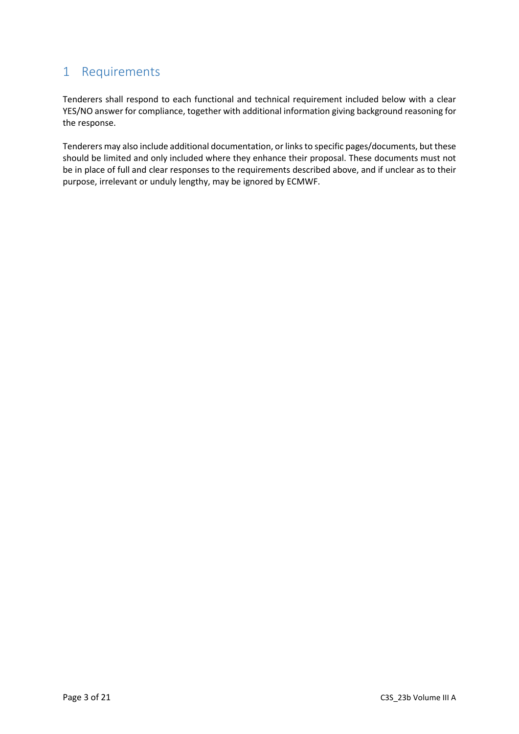# 1 Requirements

Tenderers shall respond to each functional and technical requirement included below with a clear YES/NO answer for compliance, together with additional information giving background reasoning for the response.

Tenderers may also include additional documentation, or links to specific pages/documents, but these should be limited and only included where they enhance their proposal. These documents must not be in place of full and clear responses to the requirements described above, and if unclear as to their purpose, irrelevant or unduly lengthy, may be ignored by ECMWF.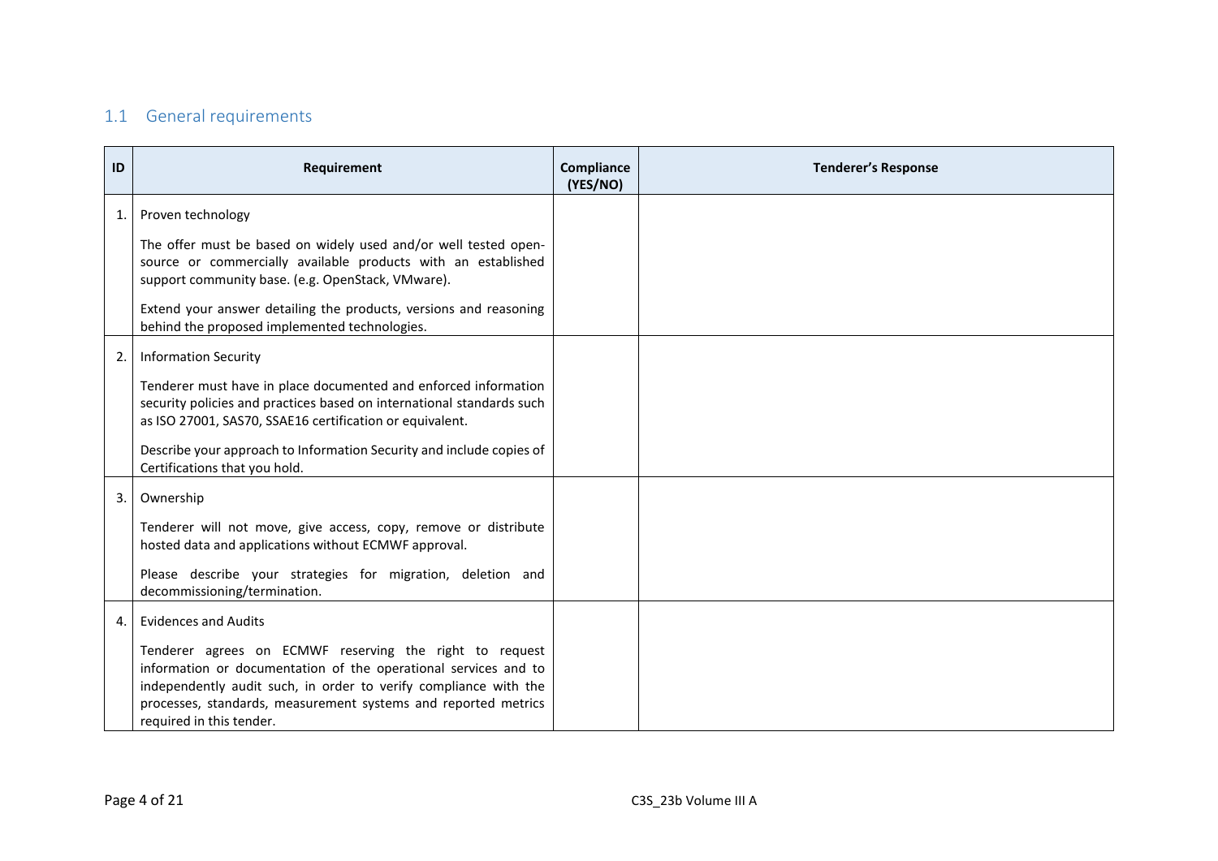## 1.1 General requirements

| ID | Requirement | Compliance (YES/NO) | Tenderer's Response |
|---|---|---|---|
| 1. | Proven technology<br><br>The offer must be based on widely used and/or well tested open-source or commercially available products with an established support community base. (e.g. OpenStack, VMware).<br><br>Extend your answer detailing the products, versions and reasoning behind the proposed implemented technologies. | | |
| 2. | Information Security<br><br>Tenderer must have in place documented and enforced information security policies and practices based on international standards such as ISO 27001, SAS70, SSAE16 certification or equivalent.<br><br>Describe your approach to Information Security and include copies of Certifications that you hold. | | |
| 3. | Ownership<br><br>Tenderer will not move, give access, copy, remove or distribute hosted data and applications without ECMWF approval.<br><br>Please describe your strategies for migration, deletion and decommissioning/termination. | | |
| 4. | Evidences and Audits<br><br>Tenderer agrees on ECMWF reserving the right to request information or documentation of the operational services and to independently audit such, in order to verify compliance with the processes, standards, measurement systems and reported metrics required in this tender. | | |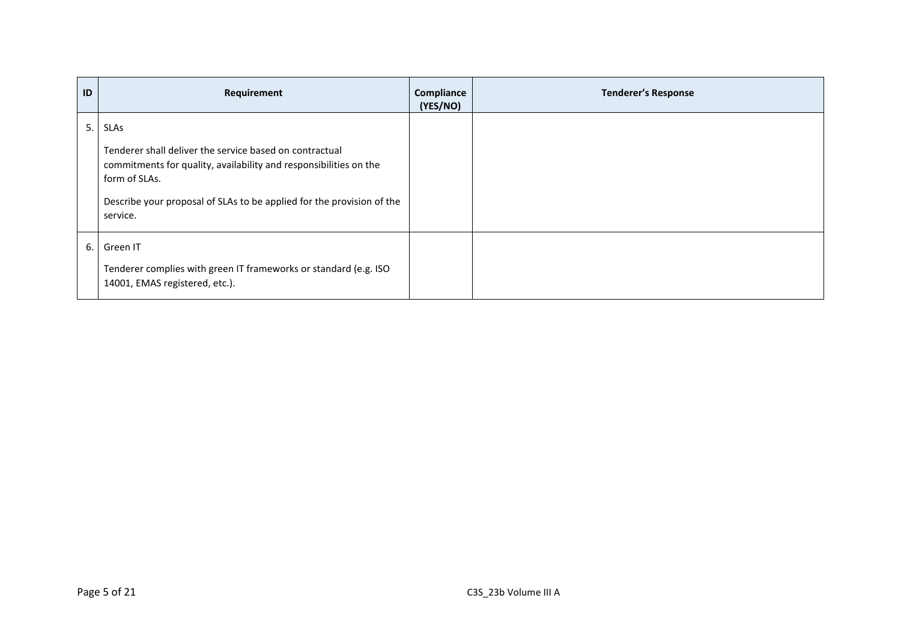| ID | Requirement | Compliance (YES/NO) | Tenderer's Response |
| --- | --- | --- | --- |
| 5. | SLAs<br><br>Tenderer shall deliver the service based on contractual commitments for quality, availability and responsibilities on the form of SLAs.<br><br>Describe your proposal of SLAs to be applied for the provision of the service. | | |
| 6. | Green IT<br><br>Tenderer complies with green IT frameworks or standard (e.g. ISO 14001, EMAS registered, etc.). | | |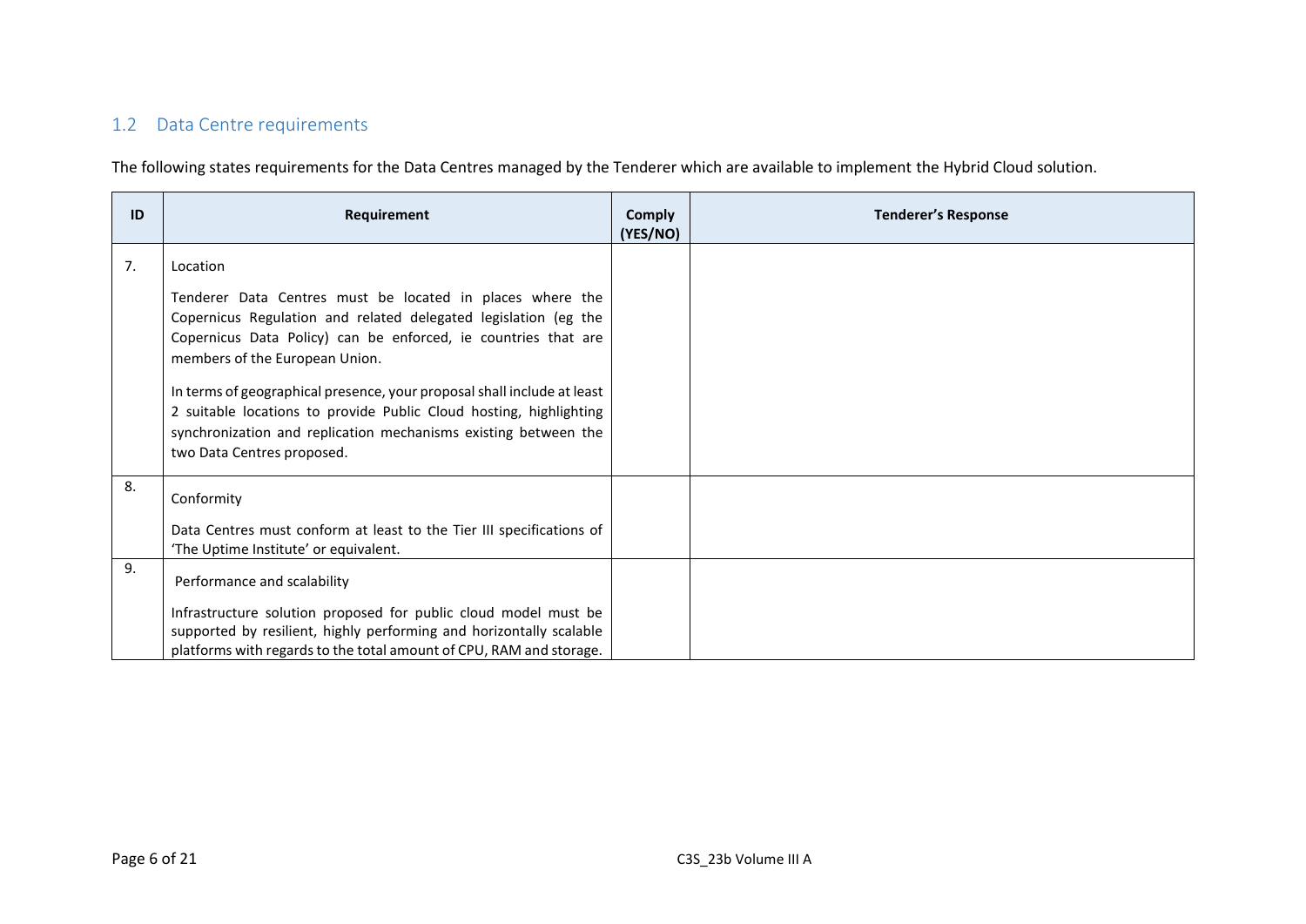## 1.2 Data Centre requirements

The following states requirements for the Data Centres managed by the Tenderer which are available to implement the Hybrid Cloud solution.

| ID | Requirement | Comply (YES/NO) | Tenderer's Response |
|---|---|---|---|
| 7. | Location<br><br>Tenderer Data Centres must be located in places where the Copernicus Regulation and related delegated legislation (eg the Copernicus Data Policy) can be enforced, ie countries that are members of the European Union.<br><br>In terms of geographical presence, your proposal shall include at least 2 suitable locations to provide Public Cloud hosting, highlighting synchronization and replication mechanisms existing between the two Data Centres proposed. | | |
| 8. | Conformity<br><br>Data Centres must conform at least to the Tier III specifications of 'The Uptime Institute' or equivalent. | | |
| 9. | Performance and scalability<br><br>Infrastructure solution proposed for public cloud model must be supported by resilient, highly performing and horizontally scalable platforms with regards to the total amount of CPU, RAM and storage. | | |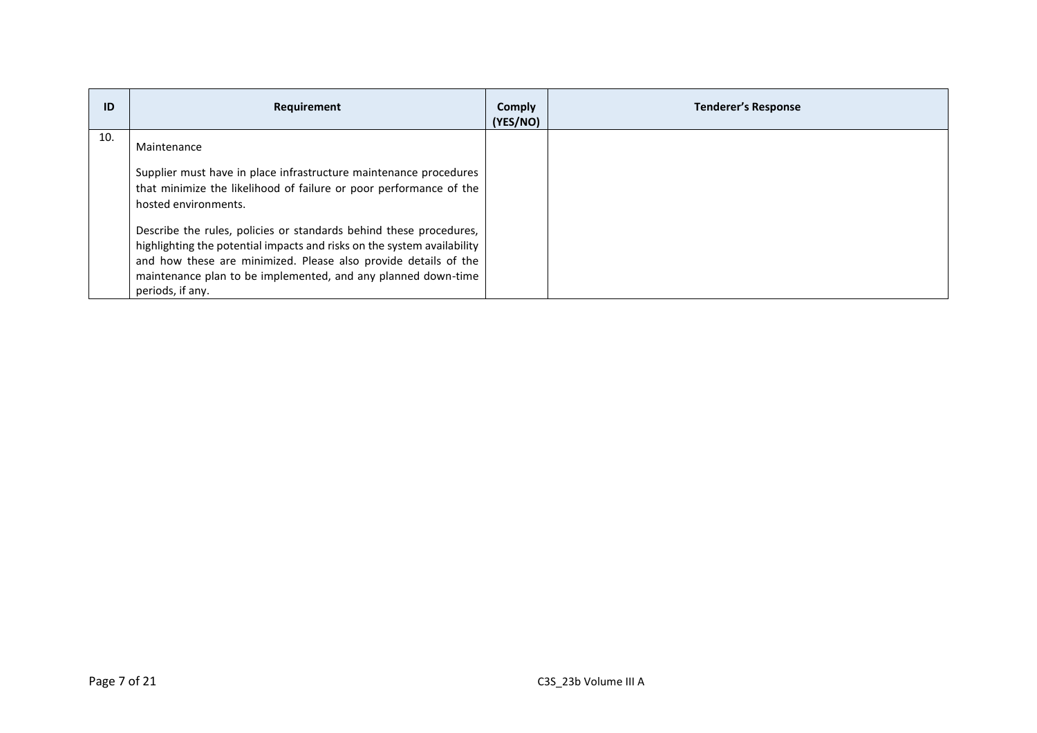| ID | Requirement | Comply (YES/NO) | Tenderer's Response |
|---|---|---|---|
| 10. | Maintenance<br><br>Supplier must have in place infrastructure maintenance procedures that minimize the likelihood of failure or poor performance of the hosted environments.<br><br>Describe the rules, policies or standards behind these procedures, highlighting the potential impacts and risks on the system availability and how these are minimized. Please also provide details of the maintenance plan to be implemented, and any planned down-time periods, if any. | | |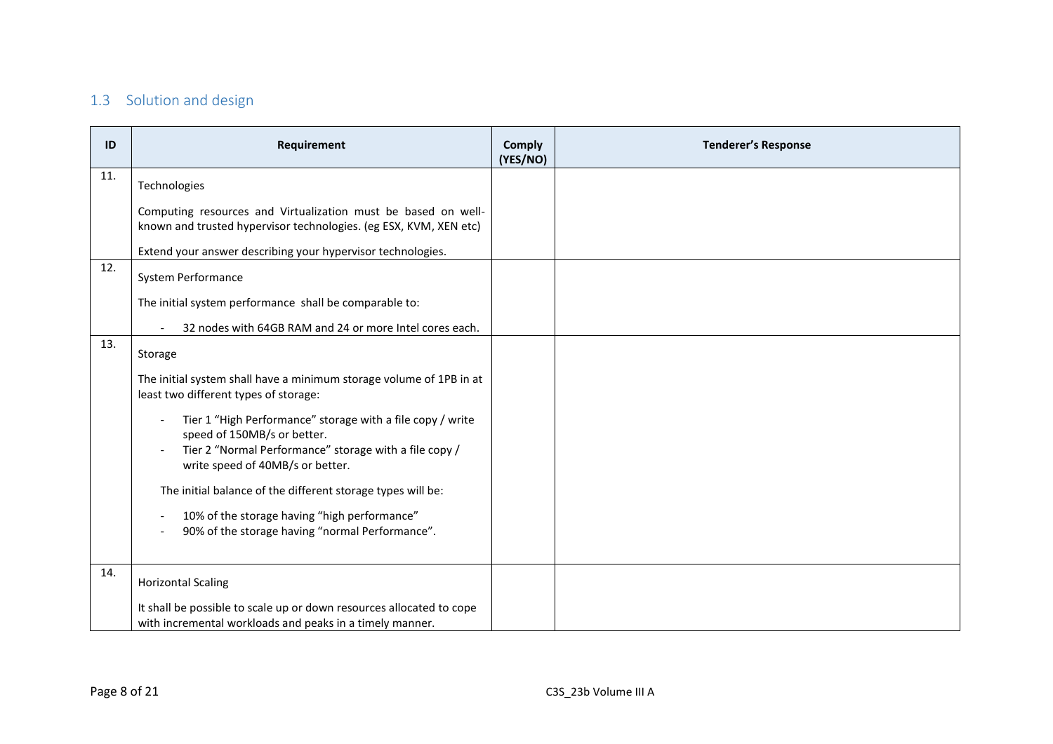## 1.3 Solution and design

| ID | Requirement | Comply (YES/NO) | Tenderer's Response |
|---|---|---|---|
| 11. | Technologies<br><br>Computing resources and Virtualization must be based on well-known and trusted hypervisor technologies. (eg ESX, KVM, XEN etc)<br><br>Extend your answer describing your hypervisor technologies. | | |
| 12. | System Performance<br><br>The initial system performance shall be comparable to:<br><br>- 32 nodes with 64GB RAM and 24 or more Intel cores each. | | |
| 13. | Storage<br><br>The initial system shall have a minimum storage volume of 1PB in at least two different types of storage:<br><br>- Tier 1 "High Performance" storage with a file copy / write speed of 150MB/s or better.<br>- Tier 2 "Normal Performance" storage with a file copy / write speed of 40MB/s or better.<br><br>The initial balance of the different storage types will be:<br><br>- 10% of the storage having "high performance"<br>- 90% of the storage having "normal Performance". | | |
| 14. | Horizontal Scaling<br><br>It shall be possible to scale up or down resources allocated to cope with incremental workloads and peaks in a timely manner. | | |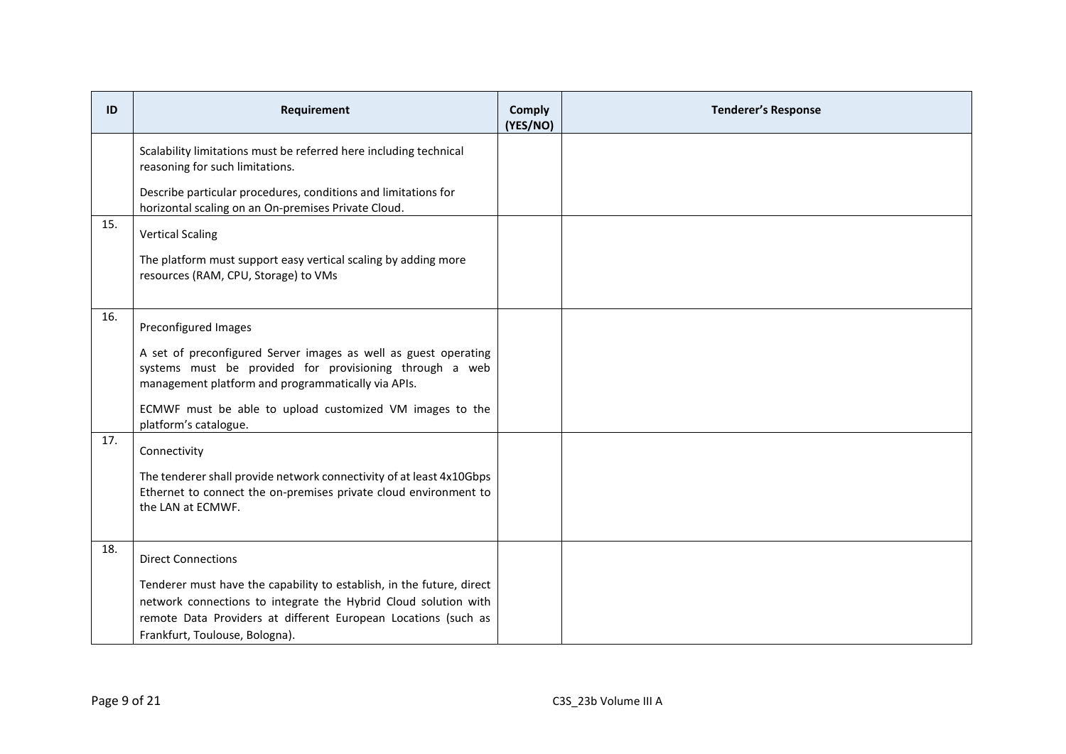| ID | Requirement | Comply (YES/NO) | Tenderer's Response |
|---|---|---|---|
| | Scalability limitations must be referred here including technical reasoning for such limitations.<br><br>Describe particular procedures, conditions and limitations for horizontal scaling on an On-premises Private Cloud. | | |
| 15. | Vertical Scaling<br><br>The platform must support easy vertical scaling by adding more resources (RAM, CPU, Storage) to VMs | | |
| 16. | Preconfigured Images<br><br>A set of preconfigured Server images as well as guest operating systems must be provided for provisioning through a web management platform and programmatically via APIs.<br><br>ECMWF must be able to upload customized VM images to the platform's catalogue. | | |
| 17. | Connectivity<br><br>The tenderer shall provide network connectivity of at least 4x10Gbps Ethernet to connect the on-premises private cloud environment to the LAN at ECMWF. | | |
| 18. | Direct Connections<br><br>Tenderer must have the capability to establish, in the future, direct network connections to integrate the Hybrid Cloud solution with remote Data Providers at different European Locations (such as Frankfurt, Toulouse, Bologna). | | |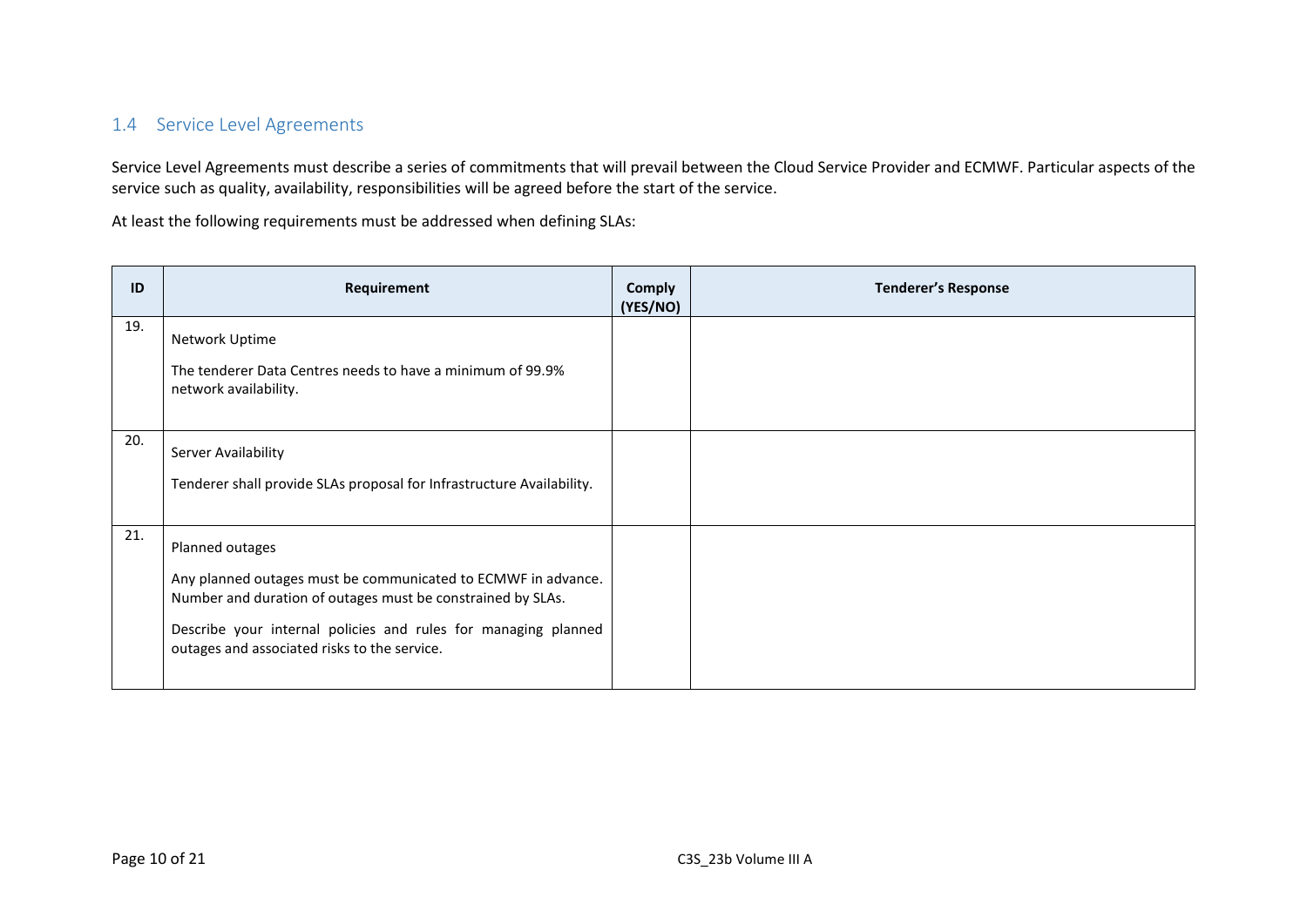## 1.4 Service Level Agreements

Service Level Agreements must describe a series of commitments that will prevail between the Cloud Service Provider and ECMWF. Particular aspects of the service such as quality, availability, responsibilities will be agreed before the start of the service.

At least the following requirements must be addressed when defining SLAs:

| ID | Requirement | Comply (YES/NO) | Tenderer's Response |
|---|---|---|---|
| 19. | Network Uptime<br><br>The tenderer Data Centres needs to have a minimum of 99.9% network availability. | | |
| 20. | Server Availability<br><br>Tenderer shall provide SLAs proposal for Infrastructure Availability. | | |
| 21. | Planned outages<br><br>Any planned outages must be communicated to ECMWF in advance. Number and duration of outages must be constrained by SLAs.<br><br>Describe your internal policies and rules for managing planned outages and associated risks to the service. | | |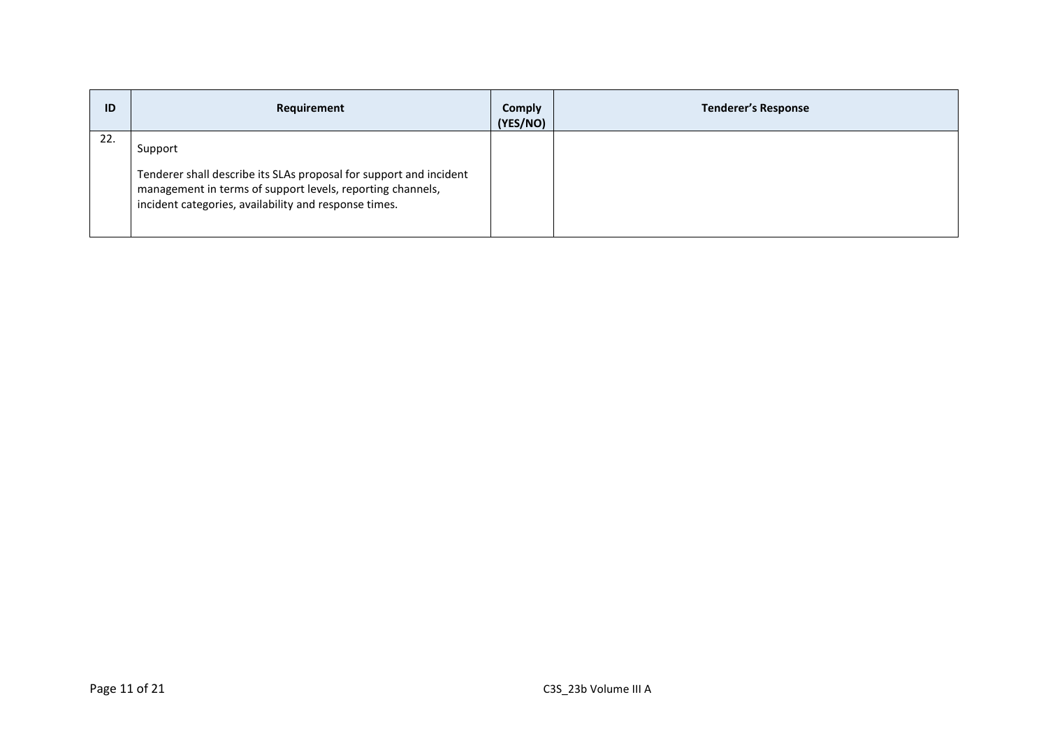| ID | Requirement | Comply (YES/NO) | Tenderer's Response |
|---|---|---|---|
| 22. | Support<br><br>Tenderer shall describe its SLAs proposal for support and incident management in terms of support levels, reporting channels, incident categories, availability and response times. | | |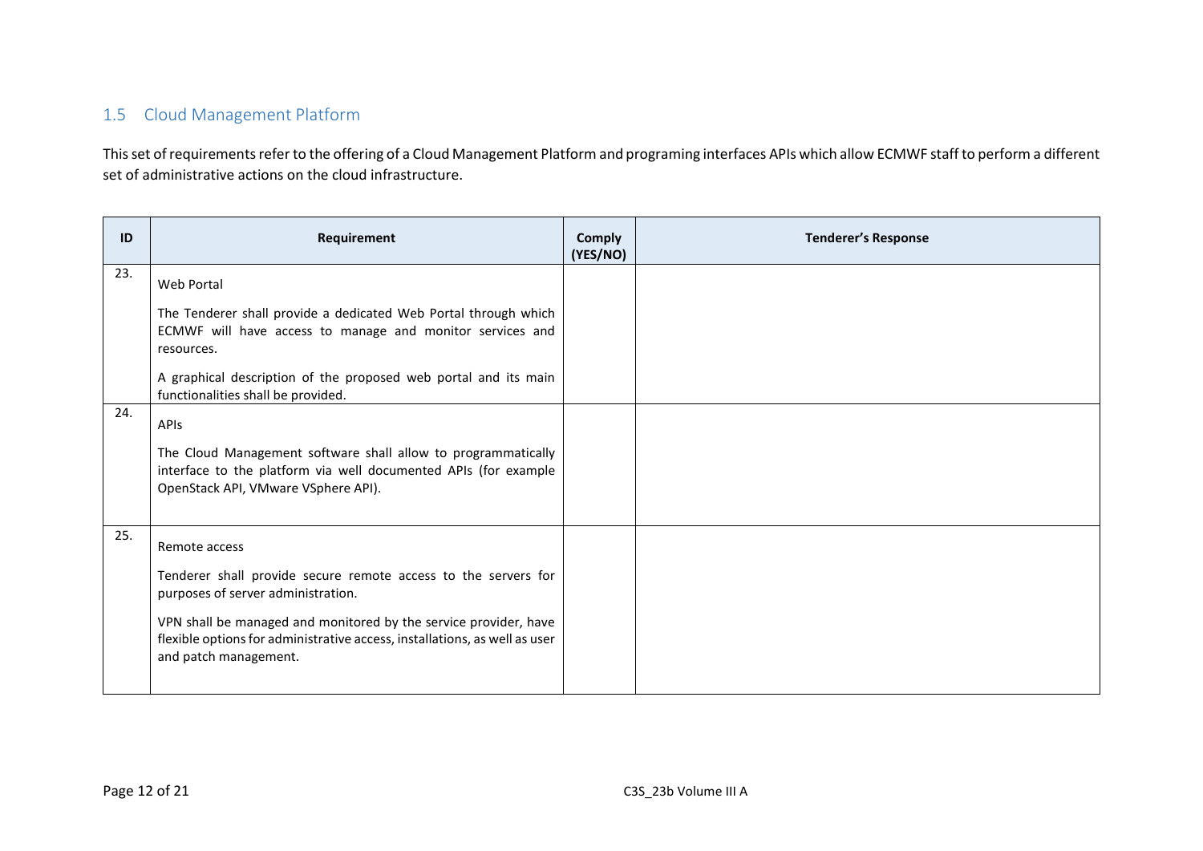## 1.5 Cloud Management Platform

This set of requirements refer to the offering of a Cloud Management Platform and programing interfaces APIs which allow ECMWF staff to perform a different set of administrative actions on the cloud infrastructure.

| ID | Requirement | Comply (YES/NO) | Tenderer's Response |
|---|---|---|---|
| 23. | Web Portal<br><br>The Tenderer shall provide a dedicated Web Portal through which ECMWF will have access to manage and monitor services and resources.<br><br>A graphical description of the proposed web portal and its main functionalities shall be provided. | | |
| 24. | APIs<br><br>The Cloud Management software shall allow to programmatically interface to the platform via well documented APIs (for example OpenStack API, VMware VSphere API). | | |
| 25. | Remote access<br><br>Tenderer shall provide secure remote access to the servers for purposes of server administration.<br><br>VPN shall be managed and monitored by the service provider, have flexible options for administrative access, installations, as well as user and patch management. | | |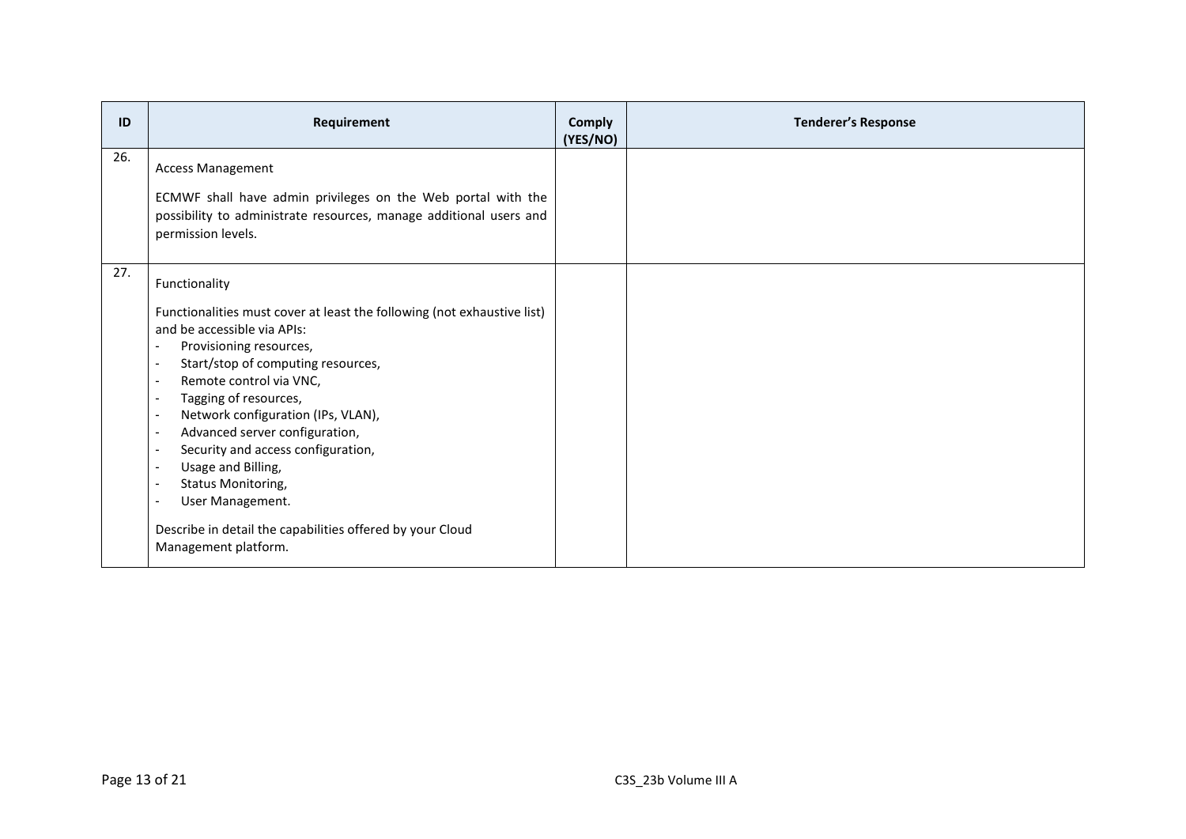| ID | Requirement | Comply (YES/NO) | Tenderer's Response |
|---|---|---|---|
| 26. | Access Management<br><br>ECMWF shall have admin privileges on the Web portal with the possibility to administrate resources, manage additional users and permission levels. | | |
| 27. | Functionality<br><br>Functionalities must cover at least the following (not exhaustive list) and be accessible via APIs:<br>- Provisioning resources,<br>- Start/stop of computing resources,<br>- Remote control via VNC,<br>- Tagging of resources,<br>- Network configuration (IPs, VLAN),<br>- Advanced server configuration,<br>- Security and access configuration,<br>- Usage and Billing,<br>- Status Monitoring,<br>- User Management.<br><br>Describe in detail the capabilities offered by your Cloud Management platform. | | |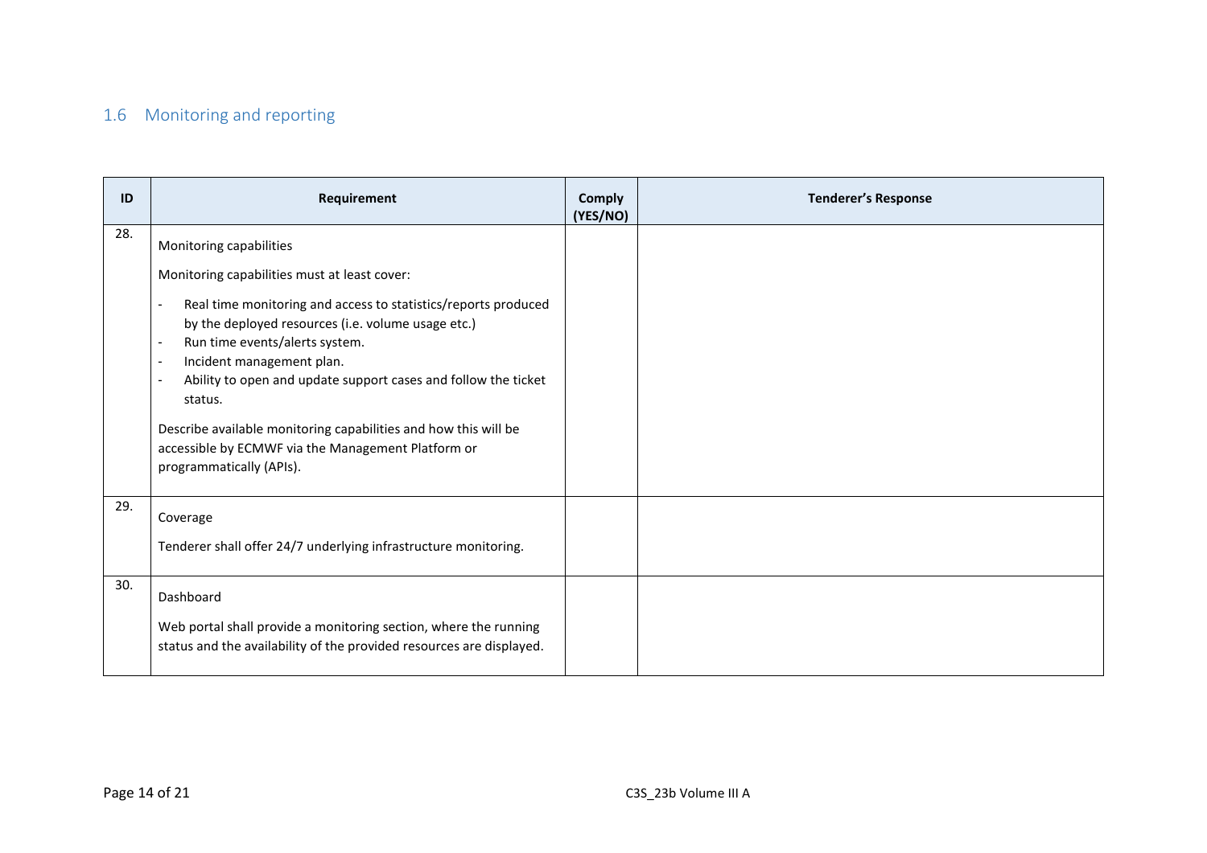## 1.6 Monitoring and reporting

| ID | Requirement | Comply (YES/NO) | Tenderer's Response |
|---|---|---|---|
| 28. | Monitoring capabilities<br><br>Monitoring capabilities must at least cover:<br><br>- Real time monitoring and access to statistics/reports produced by the deployed resources (i.e. volume usage etc.)<br>- Run time events/alerts system.<br>- Incident management plan.<br>- Ability to open and update support cases and follow the ticket status.<br><br>Describe available monitoring capabilities and how this will be accessible by ECMWF via the Management Platform or programmatically (APIs). | | |
| 29. | Coverage<br><br>Tenderer shall offer 24/7 underlying infrastructure monitoring. | | |
| 30. | Dashboard<br><br>Web portal shall provide a monitoring section, where the running status and the availability of the provided resources are displayed. | | |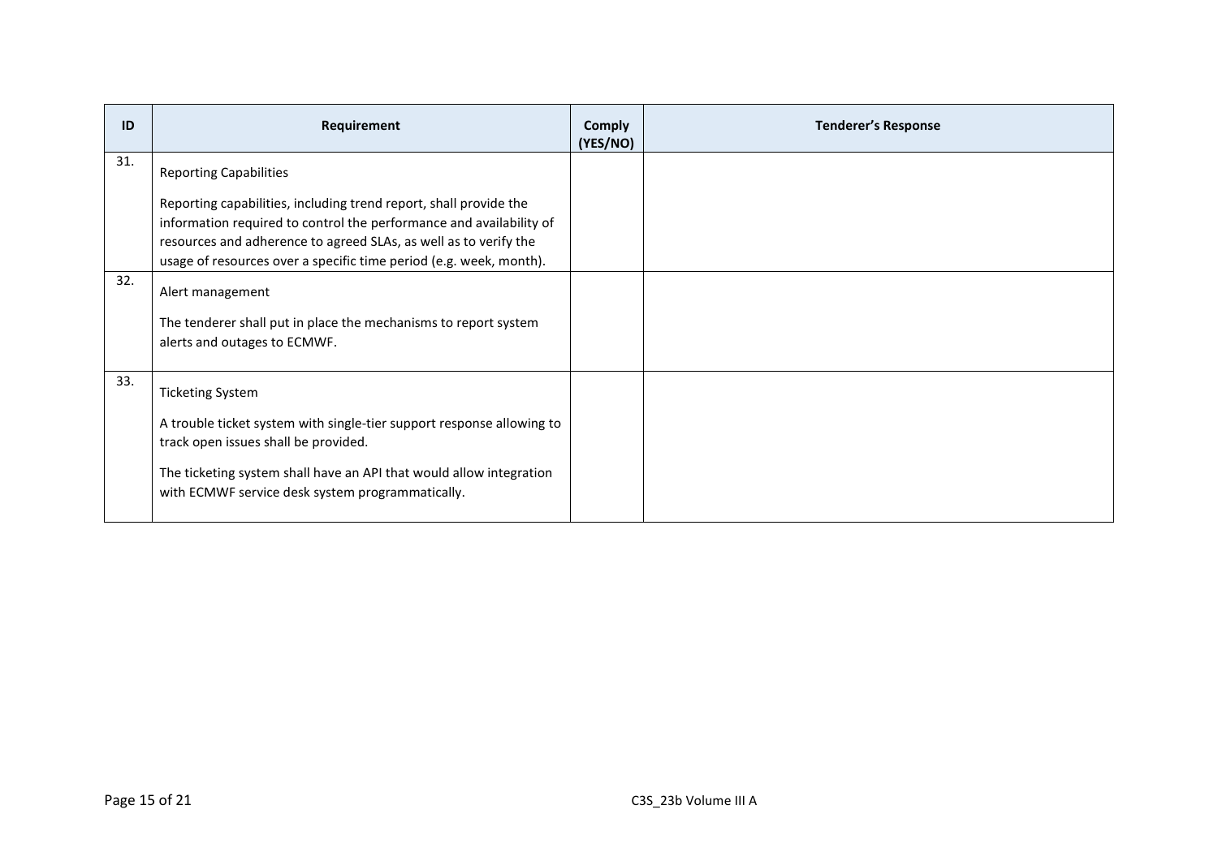| ID | Requirement | Comply (YES/NO) | Tenderer's Response |
|---|---|---|---|
| 31. | Reporting Capabilities<br><br>Reporting capabilities, including trend report, shall provide the information required to control the performance and availability of resources and adherence to agreed SLAs, as well as to verify the usage of resources over a specific time period (e.g. week, month). | | |
| 32. | Alert management<br><br>The tenderer shall put in place the mechanisms to report system alerts and outages to ECMWF. | | |
| 33. | Ticketing System<br><br>A trouble ticket system with single-tier support response allowing to track open issues shall be provided.<br><br>The ticketing system shall have an API that would allow integration with ECMWF service desk system programmatically. | | |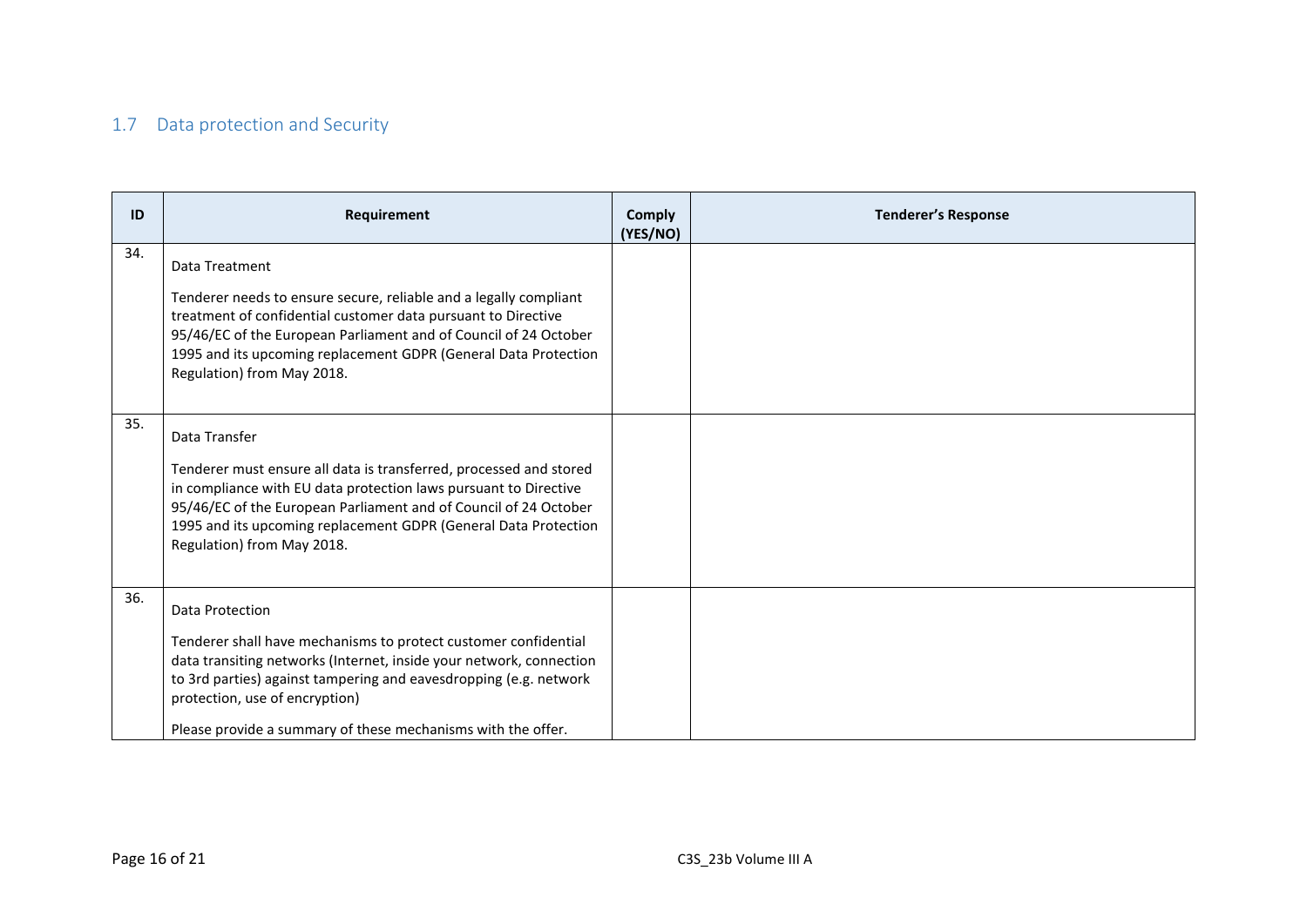## 1.7 Data protection and Security

| ID | Requirement | Comply (YES/NO) | Tenderer's Response |
|---|---|---|---|
| 34. | Data Treatment<br><br>Tenderer needs to ensure secure, reliable and a legally compliant treatment of confidential customer data pursuant to Directive 95/46/EC of the European Parliament and of Council of 24 October 1995 and its upcoming replacement GDPR (General Data Protection Regulation) from May 2018. | | |
| 35. | Data Transfer<br><br>Tenderer must ensure all data is transferred, processed and stored in compliance with EU data protection laws pursuant to Directive 95/46/EC of the European Parliament and of Council of 24 October 1995 and its upcoming replacement GDPR (General Data Protection Regulation) from May 2018. | | |
| 36. | Data Protection<br><br>Tenderer shall have mechanisms to protect customer confidential data transiting networks (Internet, inside your network, connection to 3rd parties) against tampering and eavesdropping (e.g. network protection, use of encryption)<br><br>Please provide a summary of these mechanisms with the offer. | | |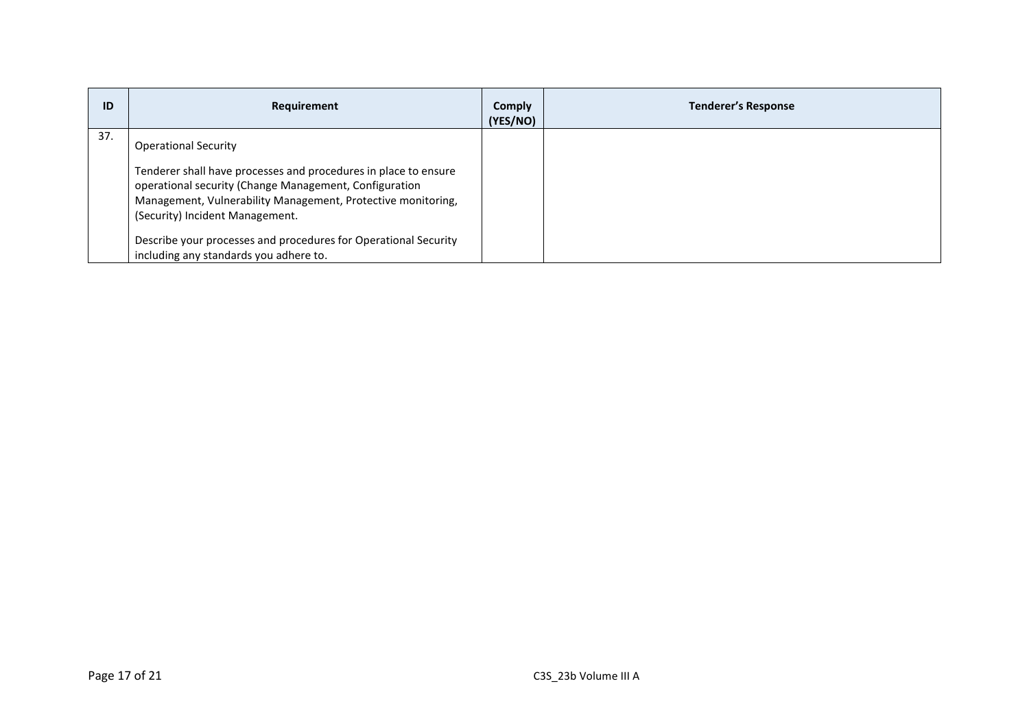| ID | Requirement | Comply (YES/NO) | Tenderer's Response |
|---|---|---|---|
| 37. | Operational Security<br><br>Tenderer shall have processes and procedures in place to ensure operational security (Change Management, Configuration Management, Vulnerability Management, Protective monitoring, (Security) Incident Management.<br><br>Describe your processes and procedures for Operational Security including any standards you adhere to. | | |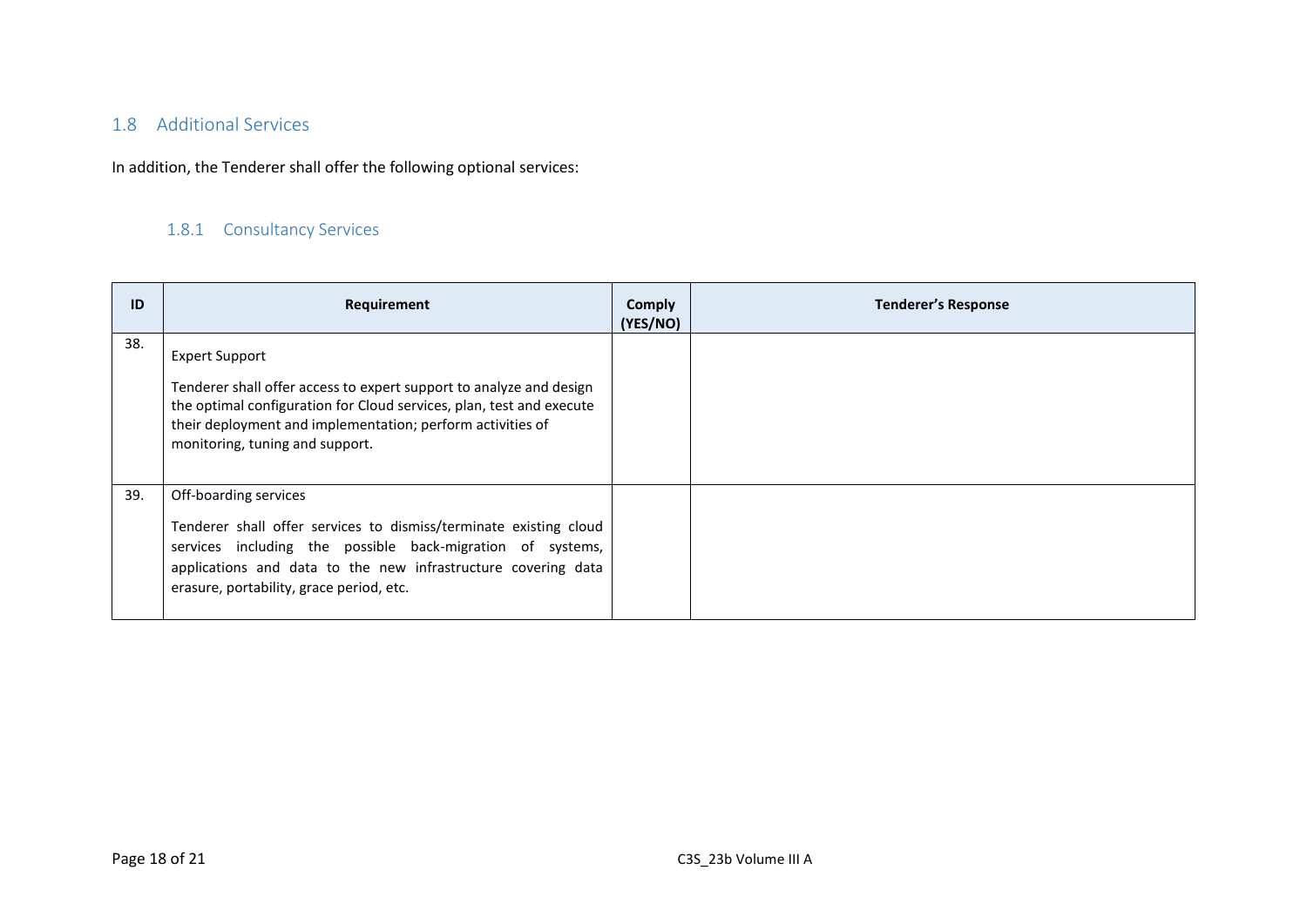## 1.8 Additional Services

In addition, the Tenderer shall offer the following optional services:

### 1.8.1 Consultancy Services

| ID | Requirement | Comply (YES/NO) | Tenderer's Response |
|---|---|---|---|
| 38. | Expert Support<br><br>Tenderer shall offer access to expert support to analyze and design the optimal configuration for Cloud services, plan, test and execute their deployment and implementation; perform activities of monitoring, tuning and support. | | |
| 39. | Off-boarding services<br><br>Tenderer shall offer services to dismiss/terminate existing cloud services including the possible back-migration of systems, applications and data to the new infrastructure covering data erasure, portability, grace period, etc. | | |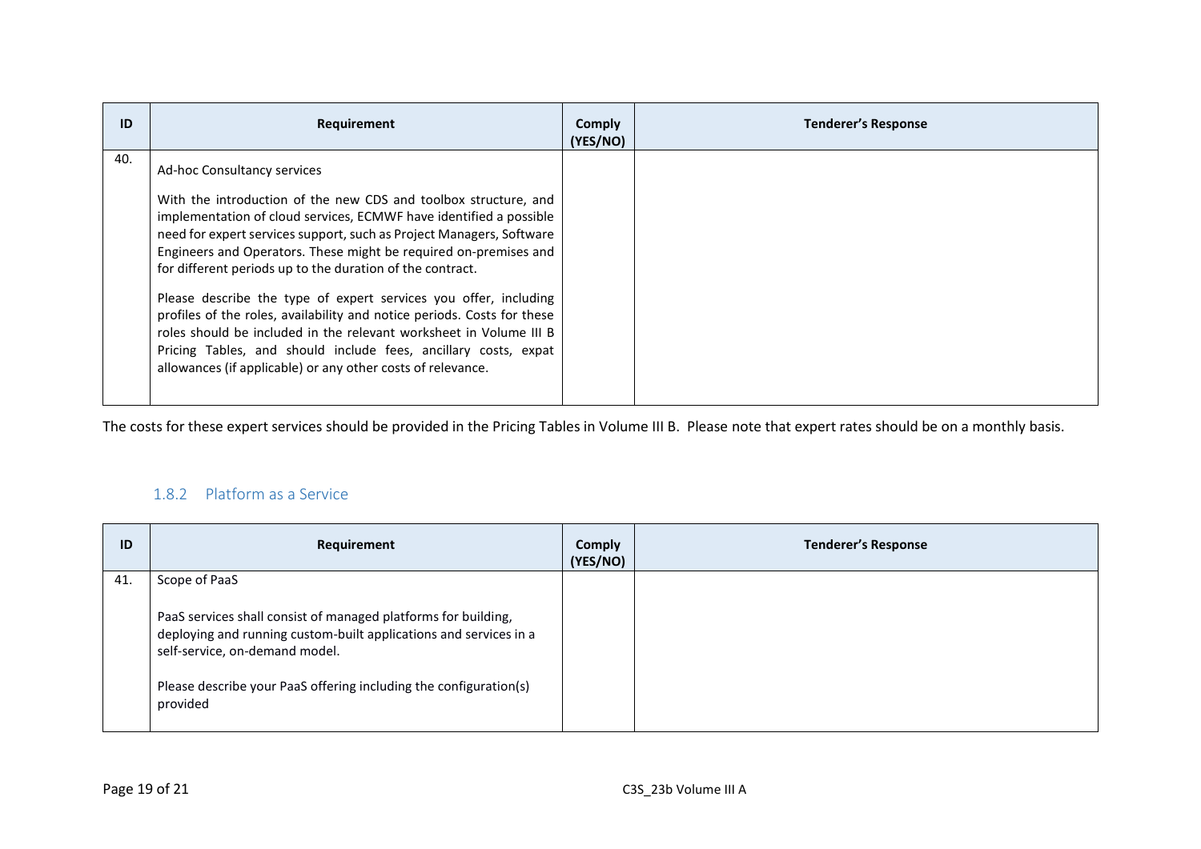| ID | Requirement | Comply (YES/NO) | Tenderer's Response |
|---|---|---|---|
| 40. | Ad-hoc Consultancy services<br><br>With the introduction of the new CDS and toolbox structure, and implementation of cloud services, ECMWF have identified a possible need for expert services support, such as Project Managers, Software Engineers and Operators. These might be required on-premises and for different periods up to the duration of the contract.<br><br>Please describe the type of expert services you offer, including profiles of the roles, availability and notice periods. Costs for these roles should be included in the relevant worksheet in Volume III B Pricing Tables, and should include fees, ancillary costs, expat allowances (if applicable) or any other costs of relevance. | | |

The costs for these expert services should be provided in the Pricing Tables in Volume III B. Please note that expert rates should be on a monthly basis.

### 1.8.2 Platform as a Service

| ID | Requirement | Comply (YES/NO) | Tenderer's Response |
|---|---|---|---|
| 41. | Scope of PaaS<br><br>PaaS services shall consist of managed platforms for building, deploying and running custom-built applications and services in a self-service, on-demand model.<br><br>Please describe your PaaS offering including the configuration(s) provided | | |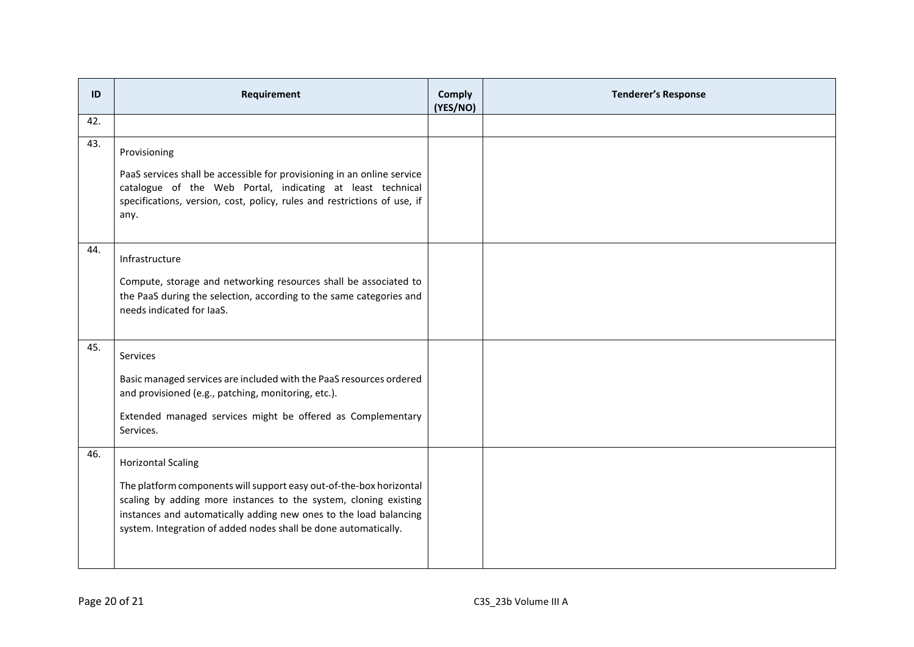| ID | Requirement | Comply (YES/NO) | Tenderer's Response |
|---|---|---|---|
| 42. | | | |
| 43. | Provisioning<br><br>PaaS services shall be accessible for provisioning in an online service catalogue of the Web Portal, indicating at least technical specifications, version, cost, policy, rules and restrictions of use, if any. | | |
| 44. | Infrastructure<br><br>Compute, storage and networking resources shall be associated to the PaaS during the selection, according to the same categories and needs indicated for IaaS. | | |
| 45. | Services<br><br>Basic managed services are included with the PaaS resources ordered and provisioned (e.g., patching, monitoring, etc.).<br><br>Extended managed services might be offered as Complementary Services. | | |
| 46. | Horizontal Scaling<br><br>The platform components will support easy out-of-the-box horizontal scaling by adding more instances to the system, cloning existing instances and automatically adding new ones to the load balancing system. Integration of added nodes shall be done automatically. | | |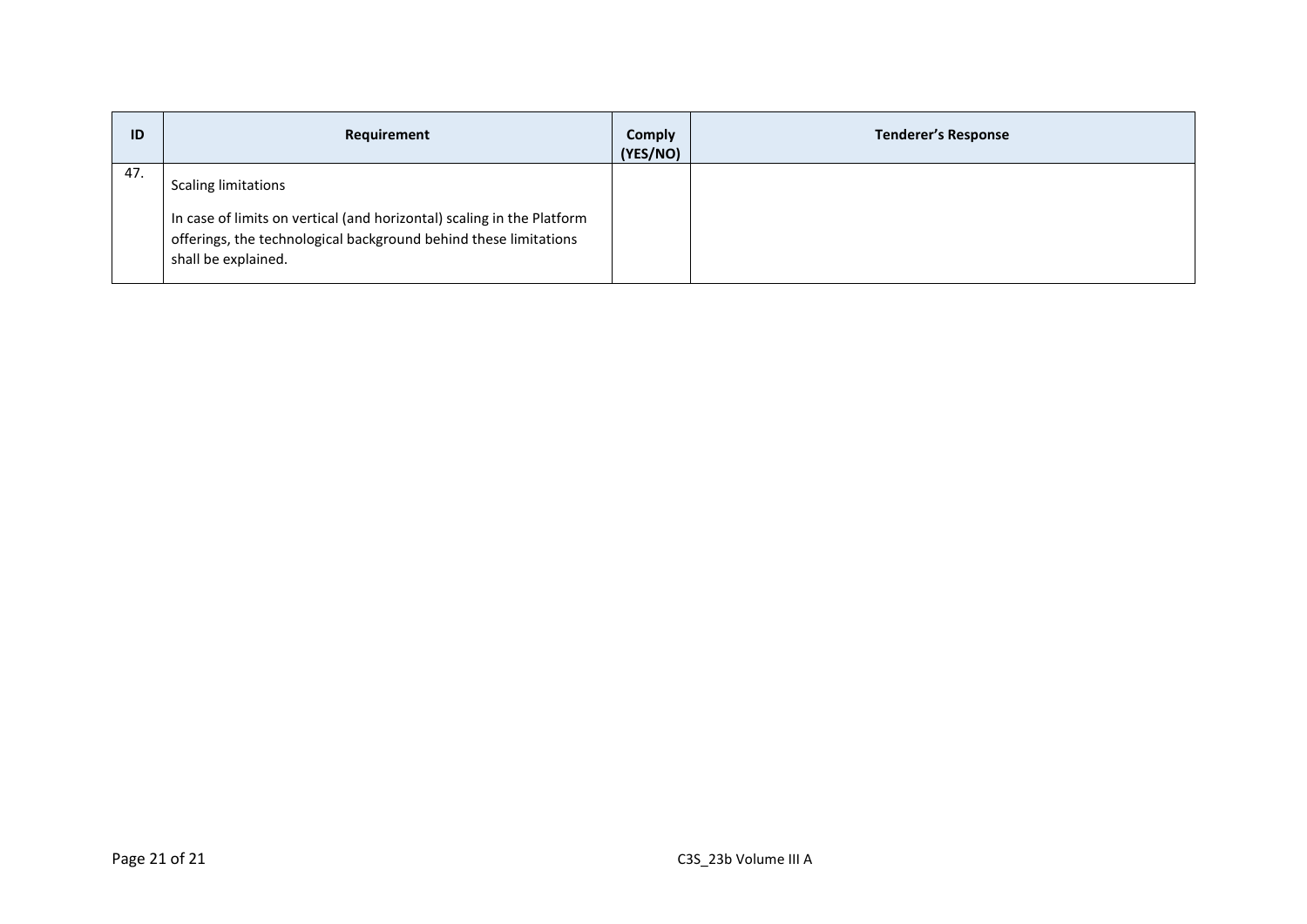| ID | Requirement | Comply (YES/NO) | Tenderer's Response |
|---|---|---|---|
| 47. | Scaling limitations<br><br>In case of limits on vertical (and horizontal) scaling in the Platform offerings, the technological background behind these limitations shall be explained. | | |